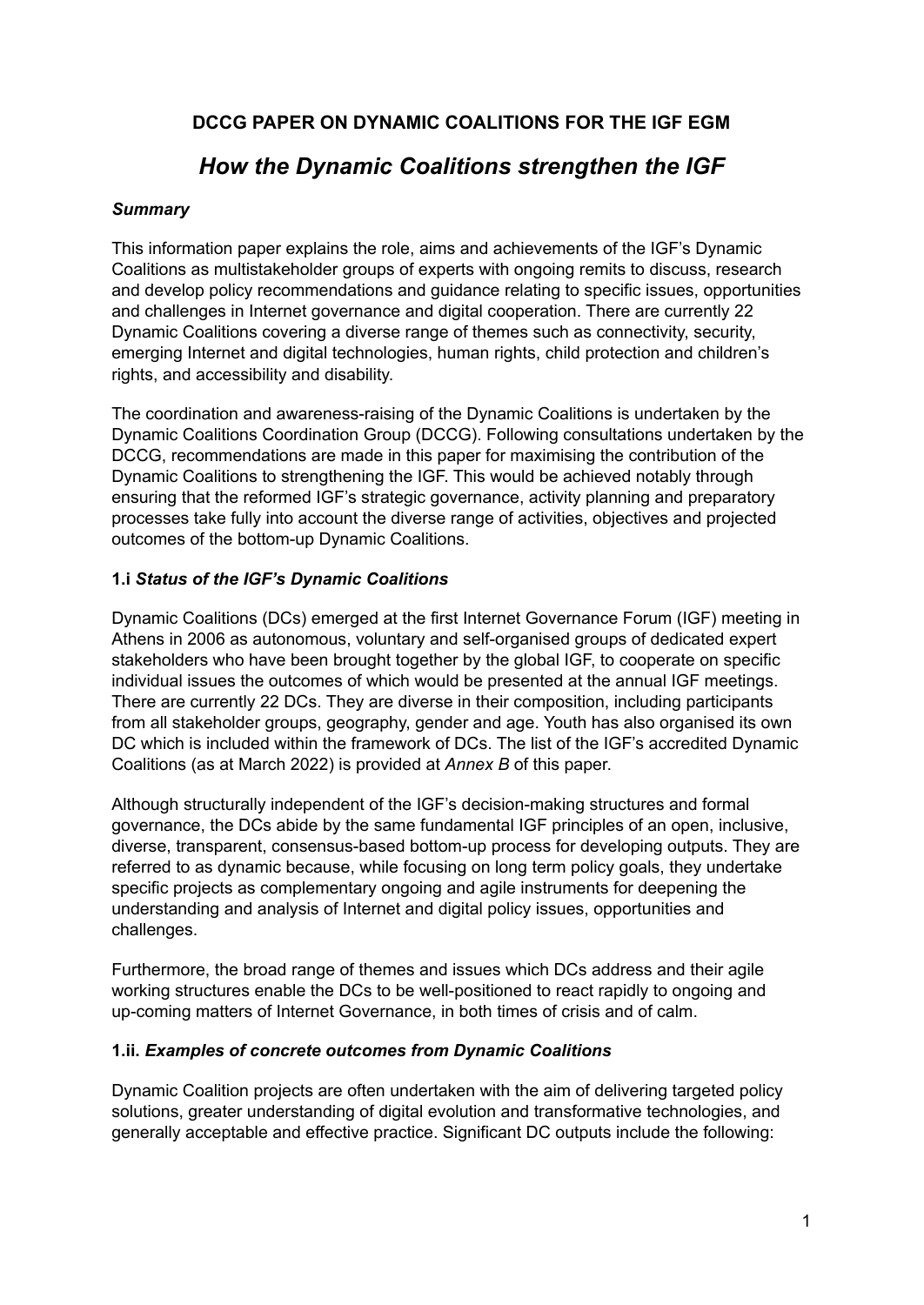# DCCG PAPER ON DYNAMIC COALITIONS FOR THE IGF EGM

## *How the Dynamic Coalitions strengthen the IGF*

### *Summary*

This information paper explains the role, aims and achievements of the IGF's Dynamic Coalitions as multistakeholder groups of experts with ongoing remits to discuss, research and develop policy recommendations and guidance relating to specific issues, opportunities and challenges in Internet governance and digital cooperation. There are currently 22 Dynamic Coalitions covering a diverse range of themes such as connectivity, security, emerging Internet and digital technologies, human rights, child protection and children's rights, and accessibility and disability.

The coordination and awareness-raising of the Dynamic Coalitions is undertaken by the Dynamic Coalitions Coordination Group (DCCG). Following consultations undertaken by the DCCG, recommendations are made in this paper for maximising the contribution of the Dynamic Coalitions to strengthening the IGF. This would be achieved notably through ensuring that the reformed IGF's strategic governance, activity planning and preparatory processes take fully into account the diverse range of activities, objectives and projected outcomes of the bottom-up Dynamic Coalitions.

### 1.i *Status of the IGF's Dynamic Coalitions*

Dynamic Coalitions (DCs) emerged at the first Internet Governance Forum (IGF) meeting in Athens in 2006 as autonomous, voluntary and self-organised groups of dedicated expert stakeholders who have been brought together by the global IGF, to cooperate on specific individual issues the outcomes of which would be presented at the annual IGF meetings. There are currently 22 DCs. They are diverse in their composition, including participants from all stakeholder groups, geography, gender and age. Youth has also organised its own DC which is included within the framework of DCs. The list of the IGF's accredited Dynamic Coalitions (as at March 2022) is provided at *Annex B* of this paper.

Although structurally independent of the IGF's decision-making structures and formal governance, the DCs abide by the same fundamental IGF principles of an open, inclusive, diverse, transparent, consensus-based bottom-up process for developing outputs. They are referred to as dynamic because, while focusing on long term policy goals, they undertake specific projects as complementary ongoing and agile instruments for deepening the understanding and analysis of Internet and digital policy issues, opportunities and challenges.

Furthermore, the broad range of themes and issues which DCs address and their agile working structures enable the DCs to be well-positioned to react rapidly to ongoing and up-coming matters of Internet Governance, in both times of crisis and of calm.

### 1.ii. *Examples of concrete outcomes from Dynamic Coalitions*

Dynamic Coalition projects are often undertaken with the aim of delivering targeted policy solutions, greater understanding of digital evolution and transformative technologies, and generally acceptable and effective practice. Significant DC outputs include the following: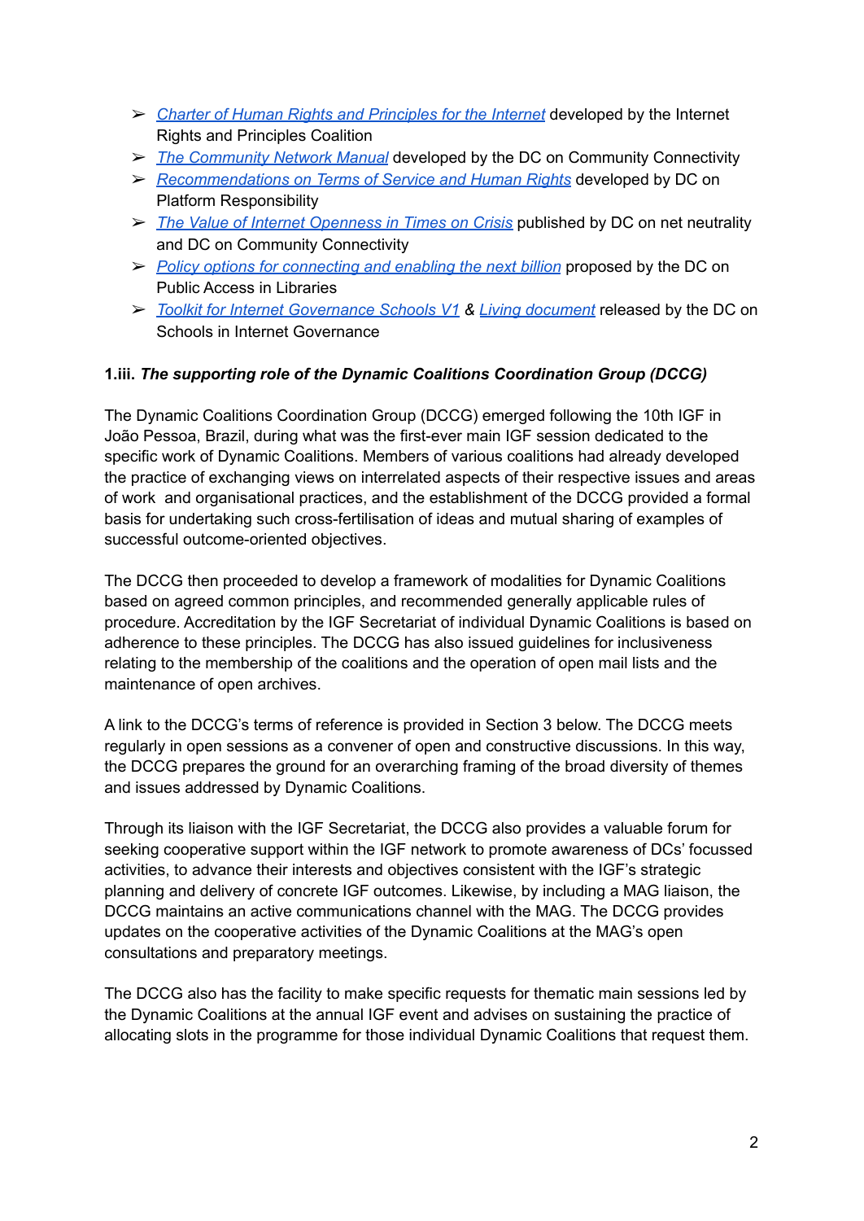- *Charter of Human Rights and Principles for the Internet* developed by the Internet Rights and Principles Coalition
- *The Community Network Manual* developed by the DC on Community Connectivity
- *Recommendations on Terms of Service and Human Rights* developed by DC on Platform Responsibility
- *The Value of Internet Openness in Times on Crisis* published by DC on net neutrality and DC on Community Connectivity
- *Policy options for connecting and enabling the next billion* proposed by the DC on Public Access in Libraries
- *Toolkit for Internet Governance Schools V1* & *Living document* released by the DC on Schools in Internet Governance

### 1.iii. *The supporting role of the Dynamic Coalitions Coordination Group (DCCG)*

The Dynamic Coalitions Coordination Group (DCCG) emerged following the 10th IGF in João Pessoa, Brazil, during what was the first-ever main IGF session dedicated to the specific work of Dynamic Coalitions. Members of various coalitions had already developed the practice of exchanging views on interrelated aspects of their respective issues and areas of work and organisational practices, and the establishment of the DCCG provided a formal basis for undertaking such cross-fertilisation of ideas and mutual sharing of examples of successful outcome-oriented objectives.

The DCCG then proceeded to develop a framework of modalities for Dynamic Coalitions based on agreed common principles, and recommended generally applicable rules of procedure. Accreditation by the IGF Secretariat of individual Dynamic Coalitions is based on adherence to these principles. The DCCG has also issued guidelines for inclusiveness relating to the membership of the coalitions and the operation of open mail lists and the maintenance of open archives.

A link to the DCCG's terms of reference is provided in Section 3 below. The DCCG meets regularly in open sessions as a convener of open and constructive discussions. In this way, the DCCG prepares the ground for an overarching framing of the broad diversity of themes and issues addressed by Dynamic Coalitions.

Through its liaison with the IGF Secretariat, the DCCG also provides a valuable forum for seeking cooperative support within the IGF network to promote awareness of DCs' focussed activities, to advance their interests and objectives consistent with the IGF's strategic planning and delivery of concrete IGF outcomes. Likewise, by including a MAG liaison, the DCCG maintains an active communications channel with the MAG. The DCCG provides updates on the cooperative activities of the Dynamic Coalitions at the MAG's open consultations and preparatory meetings.

The DCCG also has the facility to make specific requests for thematic main sessions led by the Dynamic Coalitions at the annual IGF event and advises on sustaining the practice of allocating slots in the programme for those individual Dynamic Coalitions that request them.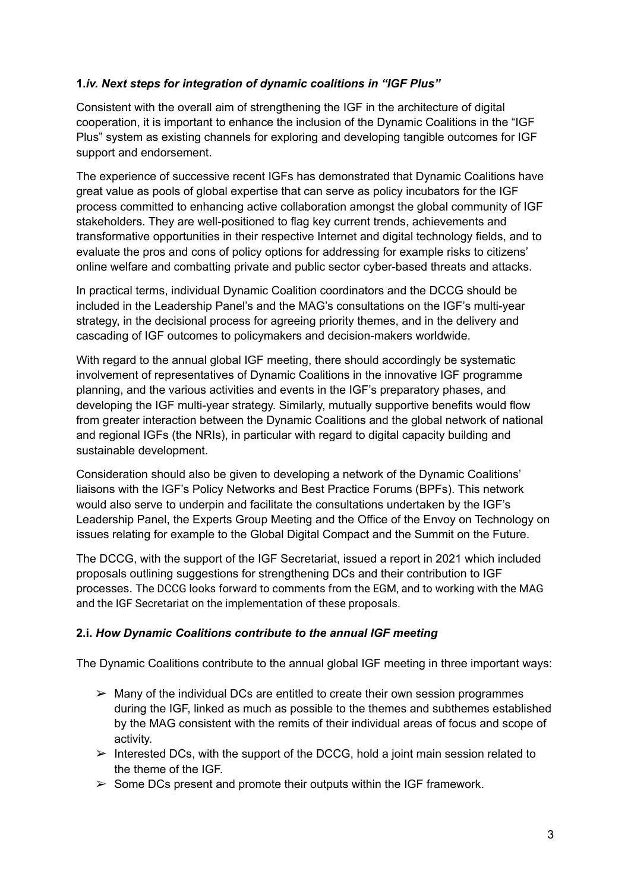### **1.*iv. Next steps for integration of dynamic coalitions in "IGF Plus"***

Consistent with the overall aim of strengthening the IGF in the architecture of digital cooperation, it is important to enhance the inclusion of the Dynamic Coalitions in the "IGF Plus" system as existing channels for exploring and developing tangible outcomes for IGF support and endorsement.

The experience of successive recent IGFs has demonstrated that Dynamic Coalitions have great value as pools of global expertise that can serve as policy incubators for the IGF process committed to enhancing active collaboration amongst the global community of IGF stakeholders. They are well-positioned to flag key current trends, achievements and transformative opportunities in their respective Internet and digital technology fields, and to evaluate the pros and cons of policy options for addressing for example risks to citizens' online welfare and combatting private and public sector cyber-based threats and attacks.

In practical terms, individual Dynamic Coalition coordinators and the DCCG should be included in the Leadership Panel's and the MAG's consultations on the IGF's multi-year strategy, in the decisional process for agreeing priority themes, and in the delivery and cascading of IGF outcomes to policymakers and decision-makers worldwide.

With regard to the annual global IGF meeting, there should accordingly be systematic involvement of representatives of Dynamic Coalitions in the innovative IGF programme planning, and the various activities and events in the IGF's preparatory phases, and developing the IGF multi-year strategy. Similarly, mutually supportive benefits would flow from greater interaction between the Dynamic Coalitions and the global network of national and regional IGFs (the NRIs), in particular with regard to digital capacity building and sustainable development.

Consideration should also be given to developing a network of the Dynamic Coalitions' liaisons with the IGF's Policy Networks and Best Practice Forums (BPFs). This network would also serve to underpin and facilitate the consultations undertaken by the IGF's Leadership Panel, the Experts Group Meeting and the Office of the Envoy on Technology on issues relating for example to the Global Digital Compact and the Summit on the Future.

The DCCG, with the support of the IGF Secretariat, issued a report in 2021 which included proposals outlining suggestions for strengthening DCs and their contribution to IGF processes. The DCCG looks forward to comments from the EGM, and to working with the MAG and the IGF Secretariat on the implementation of these proposals.

### **2.i. *How Dynamic Coalitions contribute to the annual IGF meeting***

The Dynamic Coalitions contribute to the annual global IGF meeting in three important ways:

- Many of the individual DCs are entitled to create their own session programmes during the IGF, linked as much as possible to the themes and subthemes established by the MAG consistent with the remits of their individual areas of focus and scope of activity.
- Interested DCs, with the support of the DCCG, hold a joint main session related to the theme of the IGF.
- Some DCs present and promote their outputs within the IGF framework.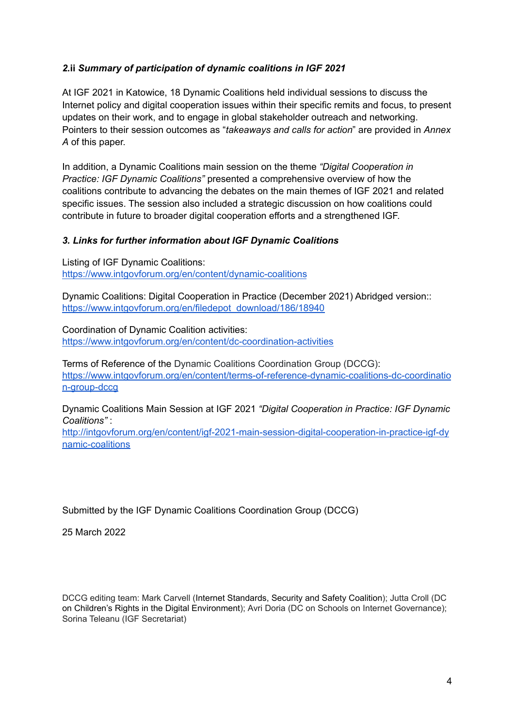### *2.ii Summary of participation of dynamic coalitions in IGF 2021*

At IGF 2021 in Katowice, 18 Dynamic Coalitions held individual sessions to discuss the Internet policy and digital cooperation issues within their specific remits and focus, to present updates on their work, and to engage in global stakeholder outreach and networking. Pointers to their session outcomes as "*takeaways and calls for action*" are provided in *Annex A* of this paper.

In addition, a Dynamic Coalitions main session on the theme *"Digital Cooperation in Practice: IGF Dynamic Coalitions"* presented a comprehensive overview of how the coalitions contribute to advancing the debates on the main themes of IGF 2021 and related specific issues. The session also included a strategic discussion on how coalitions could contribute in future to broader digital cooperation efforts and a strengthened IGF.

### *3. Links for further information about IGF Dynamic Coalitions*

Listing of IGF Dynamic Coalitions:
[https://www.intgovforum.org/en/content/dynamic-coalitions](https://www.intgovforum.org/en/content/dynamic-coalitions)

Dynamic Coalitions: Digital Cooperation in Practice (December 2021) Abridged version::
[https://www.intgovforum.org/en/filedepot_download/186/18940](https://www.intgovforum.org/en/filedepot_download/186/18940)

Coordination of Dynamic Coalition activities:
[https://www.intgovforum.org/en/content/dc-coordination-activities](https://www.intgovforum.org/en/content/dc-coordination-activities)

Terms of Reference of the Dynamic Coalitions Coordination Group (DCCG):
[https://www.intgovforum.org/en/content/terms-of-reference-dynamic-coalitions-dc-coordination-group-dccg](https://www.intgovforum.org/en/content/terms-of-reference-dynamic-coalitions-dc-coordination-group-dccg)

Dynamic Coalitions Main Session at IGF 2021 *"Digital Cooperation in Practice: IGF Dynamic Coalitions"* :
[http://intgovforum.org/en/content/igf-2021-main-session-digital-cooperation-in-practice-igf-dynamic-coalitions](http://intgovforum.org/en/content/igf-2021-main-session-digital-cooperation-in-practice-igf-dynamic-coalitions)

Submitted by the IGF Dynamic Coalitions Coordination Group (DCCG)

25 March 2022

DCCG editing team: Mark Carvell (Internet Standards, Security and Safety Coalition); Jutta Croll (DC on Children's Rights in the Digital Environment); Avri Doria (DC on Schools on Internet Governance); Sorina Teleanu (IGF Secretariat)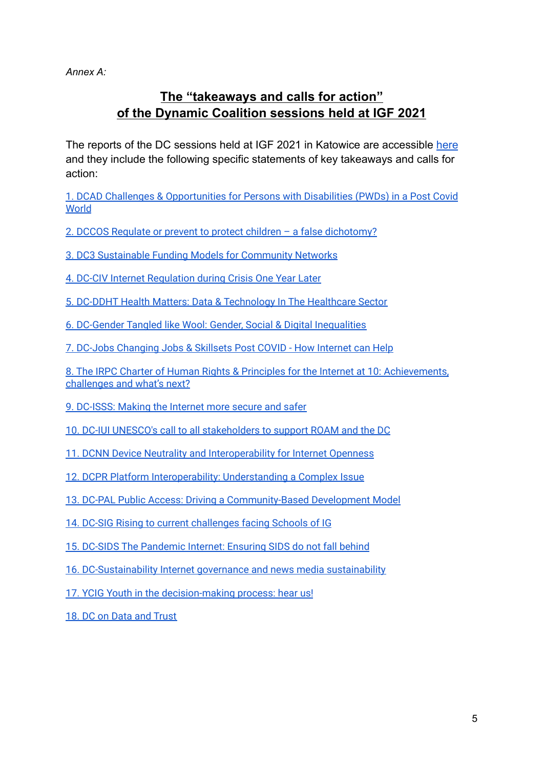*Annex A:*

# The "takeaways and calls for action" of the Dynamic Coalition sessions held at IGF 2021

The reports of the DC sessions held at IGF 2021 in Katowice are accessible here and they include the following specific statements of key takeaways and calls for action:

1. DCAD Challenges & Opportunities for Persons with Disabilities (PWDs) in a Post Covid World

2. DCCOS Regulate or prevent to protect children – a false dichotomy?

3. DC3 Sustainable Funding Models for Community Networks

4. DC-CIV Internet Regulation during Crisis One Year Later

5. DC-DDHT Health Matters: Data & Technology In The Healthcare Sector

6. DC-Gender Tangled like Wool: Gender, Social & Digital Inequalities

7. DC-Jobs Changing Jobs & Skillsets Post COVID - How Internet can Help

8. The IRPC Charter of Human Rights & Principles for the Internet at 10: Achievements, challenges and what's next?

9. DC-ISSS: Making the Internet more secure and safer

10. DC-IUI UNESCO's call to all stakeholders to support ROAM and the DC

11. DCNN Device Neutrality and Interoperability for Internet Openness

12. DCPR Platform Interoperability: Understanding a Complex Issue

13. DC-PAL Public Access: Driving a Community-Based Development Model

14. DC-SIG Rising to current challenges facing Schools of IG

15. DC-SIDS The Pandemic Internet: Ensuring SIDS do not fall behind

16. DC-Sustainability Internet governance and news media sustainability

17. YCIG Youth in the decision-making process: hear us!

18. DC on Data and Trust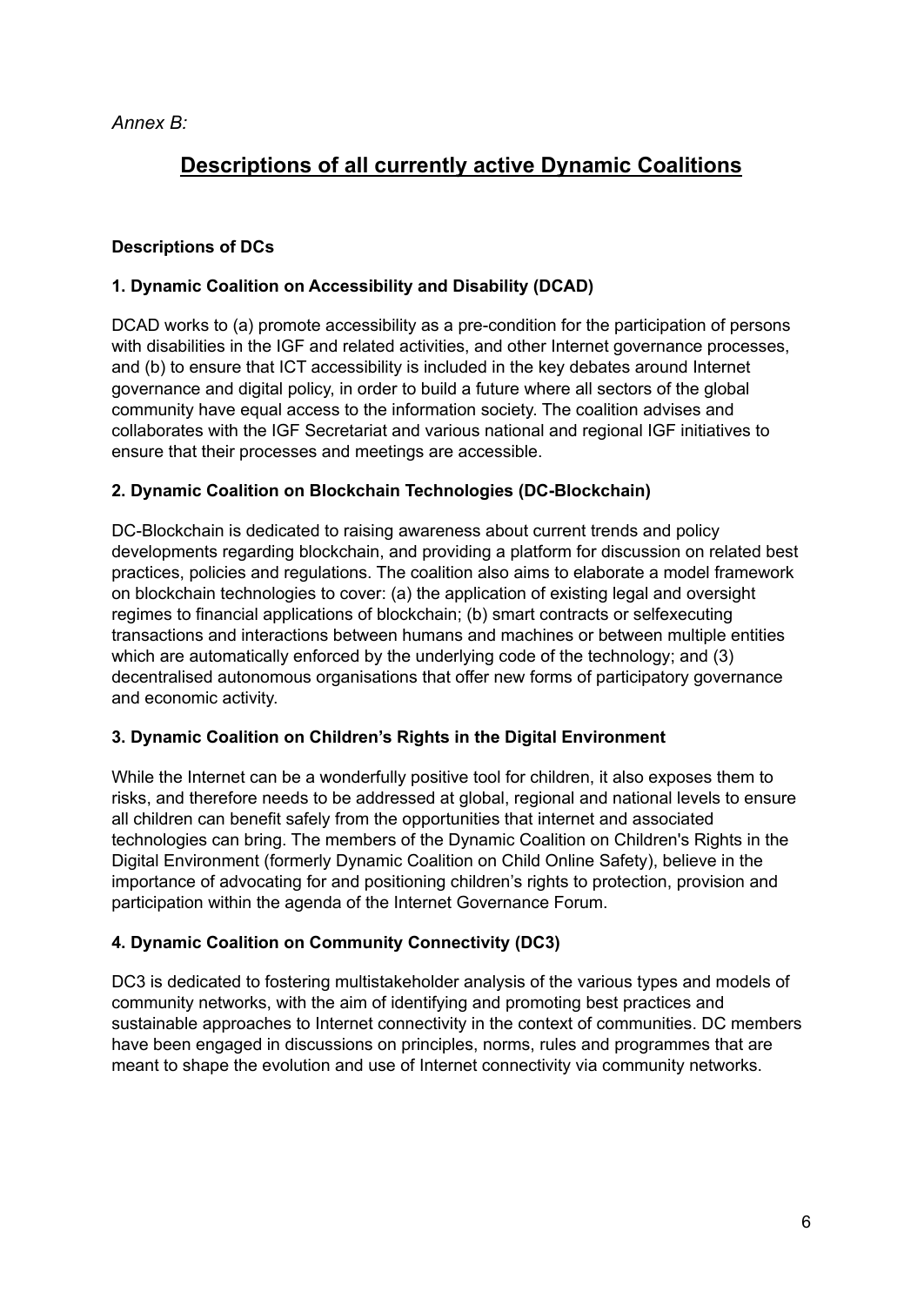*Annex B:*

# Descriptions of all currently active Dynamic Coalitions

**Descriptions of DCs**

### 1. Dynamic Coalition on Accessibility and Disability (DCAD)

DCAD works to (a) promote accessibility as a pre-condition for the participation of persons with disabilities in the IGF and related activities, and other Internet governance processes, and (b) to ensure that ICT accessibility is included in the key debates around Internet governance and digital policy, in order to build a future where all sectors of the global community have equal access to the information society. The coalition advises and collaborates with the IGF Secretariat and various national and regional IGF initiatives to ensure that their processes and meetings are accessible.

### 2. Dynamic Coalition on Blockchain Technologies (DC-Blockchain)

DC-Blockchain is dedicated to raising awareness about current trends and policy developments regarding blockchain, and providing a platform for discussion on related best practices, policies and regulations. The coalition also aims to elaborate a model framework on blockchain technologies to cover: (a) the application of existing legal and oversight regimes to financial applications of blockchain; (b) smart contracts or selfexecuting transactions and interactions between humans and machines or between multiple entities which are automatically enforced by the underlying code of the technology; and (3) decentralised autonomous organisations that offer new forms of participatory governance and economic activity.

### 3. Dynamic Coalition on Children's Rights in the Digital Environment

While the Internet can be a wonderfully positive tool for children, it also exposes them to risks, and therefore needs to be addressed at global, regional and national levels to ensure all children can benefit safely from the opportunities that internet and associated technologies can bring. The members of the Dynamic Coalition on Children's Rights in the Digital Environment (formerly Dynamic Coalition on Child Online Safety), believe in the importance of advocating for and positioning children's rights to protection, provision and participation within the agenda of the Internet Governance Forum.

### 4. Dynamic Coalition on Community Connectivity (DC3)

DC3 is dedicated to fostering multistakeholder analysis of the various types and models of community networks, with the aim of identifying and promoting best practices and sustainable approaches to Internet connectivity in the context of communities. DC members have been engaged in discussions on principles, norms, rules and programmes that are meant to shape the evolution and use of Internet connectivity via community networks.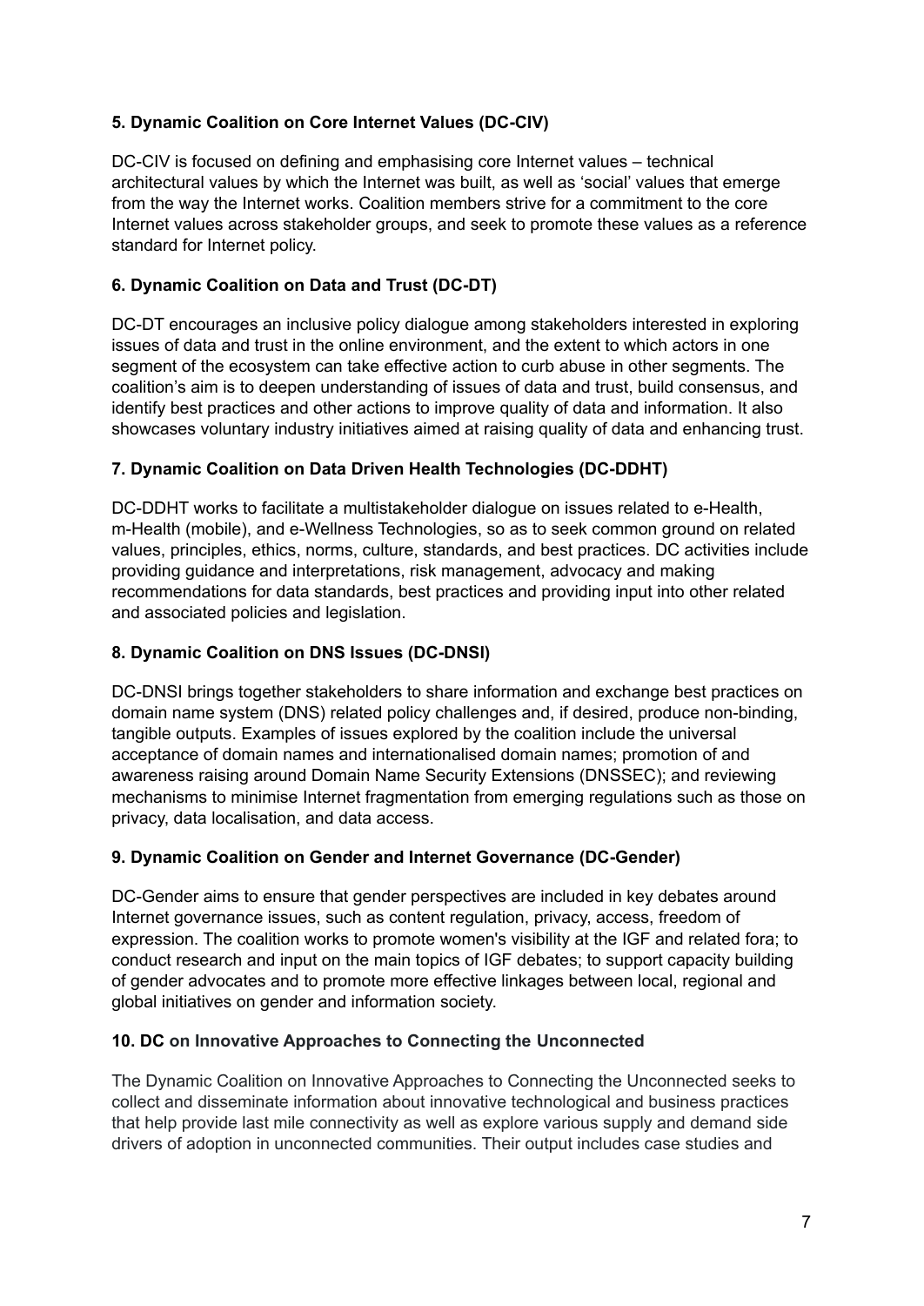**5. Dynamic Coalition on Core Internet Values (DC-CIV)**

DC-CIV is focused on defining and emphasising core Internet values – technical architectural values by which the Internet was built, as well as 'social' values that emerge from the way the Internet works. Coalition members strive for a commitment to the core Internet values across stakeholder groups, and seek to promote these values as a reference standard for Internet policy.

**6. Dynamic Coalition on Data and Trust (DC-DT)**

DC-DT encourages an inclusive policy dialogue among stakeholders interested in exploring issues of data and trust in the online environment, and the extent to which actors in one segment of the ecosystem can take effective action to curb abuse in other segments. The coalition's aim is to deepen understanding of issues of data and trust, build consensus, and identify best practices and other actions to improve quality of data and information. It also showcases voluntary industry initiatives aimed at raising quality of data and enhancing trust.

**7. Dynamic Coalition on Data Driven Health Technologies (DC-DDHT)**

DC-DDHT works to facilitate a multistakeholder dialogue on issues related to e-Health, m-Health (mobile), and e-Wellness Technologies, so as to seek common ground on related values, principles, ethics, norms, culture, standards, and best practices. DC activities include providing guidance and interpretations, risk management, advocacy and making recommendations for data standards, best practices and providing input into other related and associated policies and legislation.

**8. Dynamic Coalition on DNS Issues (DC-DNSI)**

DC-DNSI brings together stakeholders to share information and exchange best practices on domain name system (DNS) related policy challenges and, if desired, produce non-binding, tangible outputs. Examples of issues explored by the coalition include the universal acceptance of domain names and internationalised domain names; promotion of and awareness raising around Domain Name Security Extensions (DNSSEC); and reviewing mechanisms to minimise Internet fragmentation from emerging regulations such as those on privacy, data localisation, and data access.

**9. Dynamic Coalition on Gender and Internet Governance (DC-Gender)**

DC-Gender aims to ensure that gender perspectives are included in key debates around Internet governance issues, such as content regulation, privacy, access, freedom of expression. The coalition works to promote women's visibility at the IGF and related fora; to conduct research and input on the main topics of IGF debates; to support capacity building of gender advocates and to promote more effective linkages between local, regional and global initiatives on gender and information society.

**10. DC on Innovative Approaches to Connecting the Unconnected**

The Dynamic Coalition on Innovative Approaches to Connecting the Unconnected seeks to collect and disseminate information about innovative technological and business practices that help provide last mile connectivity as well as explore various supply and demand side drivers of adoption in unconnected communities. Their output includes case studies and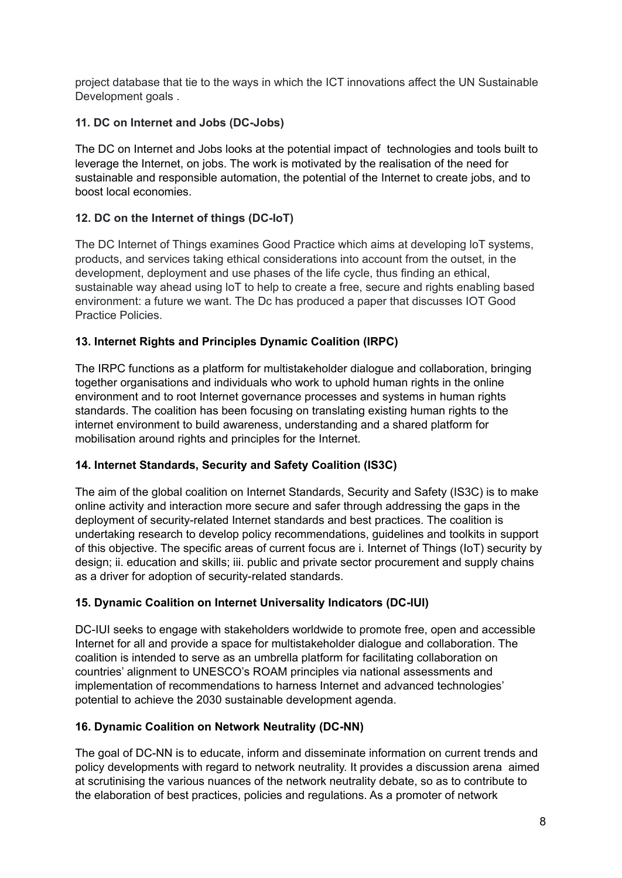project database that tie to the ways in which the ICT innovations affect the UN Sustainable Development goals .

### 11. DC on Internet and Jobs (DC-Jobs)

The DC on Internet and Jobs looks at the potential impact of technologies and tools built to leverage the Internet, on jobs. The work is motivated by the realisation of the need for sustainable and responsible automation, the potential of the Internet to create jobs, and to boost local economies.

### 12. DC on the Internet of things (DC-IoT)

The DC Internet of Things examines Good Practice which aims at developing IoT systems, products, and services taking ethical considerations into account from the outset, in the development, deployment and use phases of the life cycle, thus finding an ethical, sustainable way ahead using IoT to help to create a free, secure and rights enabling based environment: a future we want. The Dc has produced a paper that discusses IOT Good Practice Policies.

### 13. Internet Rights and Principles Dynamic Coalition (IRPC)

The IRPC functions as a platform for multistakeholder dialogue and collaboration, bringing together organisations and individuals who work to uphold human rights in the online environment and to root Internet governance processes and systems in human rights standards. The coalition has been focusing on translating existing human rights to the internet environment to build awareness, understanding and a shared platform for mobilisation around rights and principles for the Internet.

### 14. Internet Standards, Security and Safety Coalition (IS3C)

The aim of the global coalition on Internet Standards, Security and Safety (IS3C) is to make online activity and interaction more secure and safer through addressing the gaps in the deployment of security-related Internet standards and best practices. The coalition is undertaking research to develop policy recommendations, guidelines and toolkits in support of this objective. The specific areas of current focus are i. Internet of Things (IoT) security by design; ii. education and skills; iii. public and private sector procurement and supply chains as a driver for adoption of security-related standards.

### 15. Dynamic Coalition on Internet Universality Indicators (DC-IUI)

DC-IUI seeks to engage with stakeholders worldwide to promote free, open and accessible Internet for all and provide a space for multistakeholder dialogue and collaboration. The coalition is intended to serve as an umbrella platform for facilitating collaboration on countries' alignment to UNESCO's ROAM principles via national assessments and implementation of recommendations to harness Internet and advanced technologies' potential to achieve the 2030 sustainable development agenda.

### 16. Dynamic Coalition on Network Neutrality (DC-NN)

The goal of DC-NN is to educate, inform and disseminate information on current trends and policy developments with regard to network neutrality. It provides a discussion arena aimed at scrutinising the various nuances of the network neutrality debate, so as to contribute to the elaboration of best practices, policies and regulations. As a promoter of network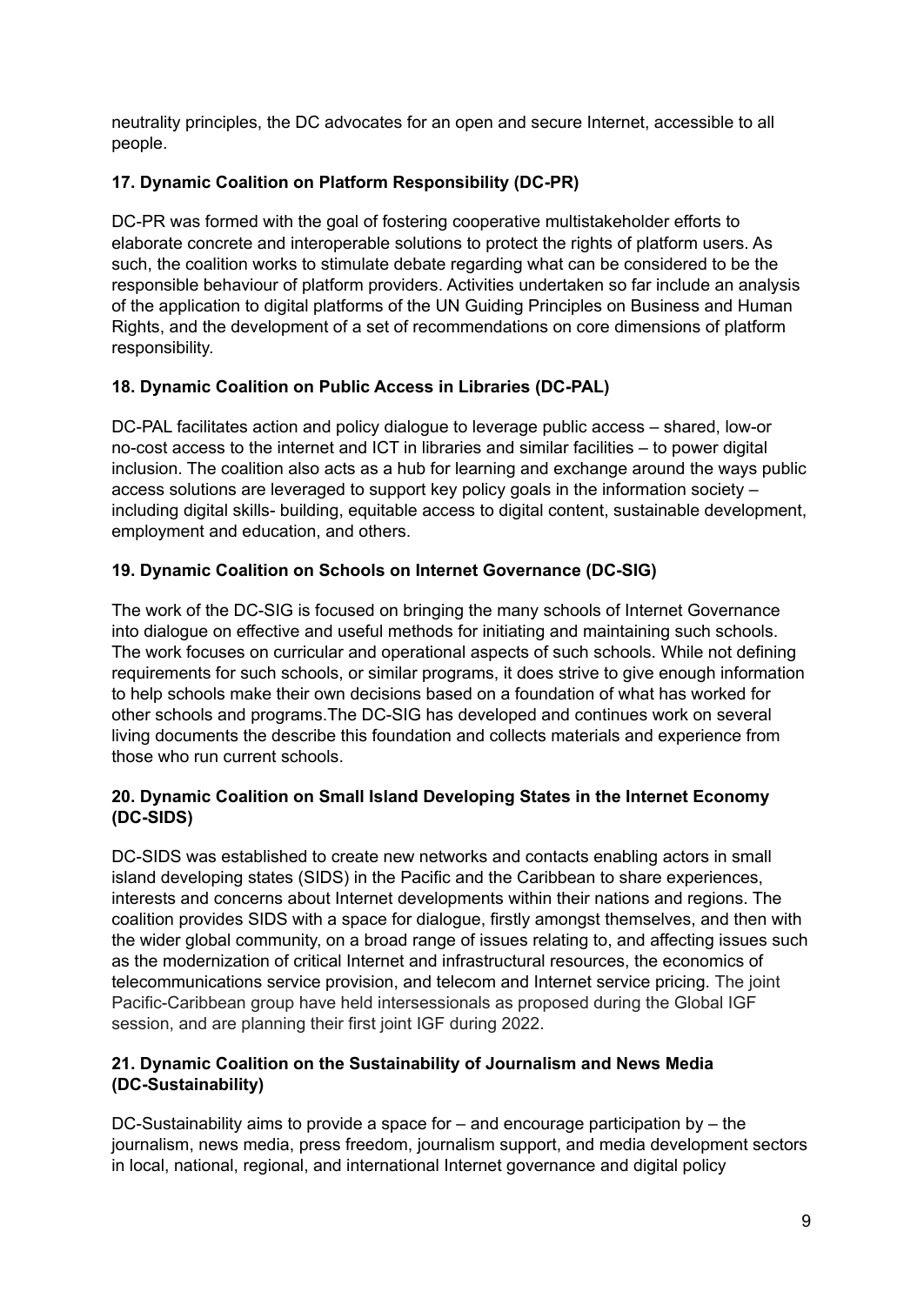neutrality principles, the DC advocates for an open and secure Internet, accessible to all people.

**17. Dynamic Coalition on Platform Responsibility (DC-PR)**

DC-PR was formed with the goal of fostering cooperative multistakeholder efforts to elaborate concrete and interoperable solutions to protect the rights of platform users. As such, the coalition works to stimulate debate regarding what can be considered to be the responsible behaviour of platform providers. Activities undertaken so far include an analysis of the application to digital platforms of the UN Guiding Principles on Business and Human Rights, and the development of a set of recommendations on core dimensions of platform responsibility.

**18. Dynamic Coalition on Public Access in Libraries (DC-PAL)**

DC-PAL facilitates action and policy dialogue to leverage public access – shared, low-or no-cost access to the internet and ICT in libraries and similar facilities – to power digital inclusion. The coalition also acts as a hub for learning and exchange around the ways public access solutions are leveraged to support key policy goals in the information society – including digital skills- building, equitable access to digital content, sustainable development, employment and education, and others.

**19. Dynamic Coalition on Schools on Internet Governance (DC-SIG)**

The work of the DC-SIG is focused on bringing the many schools of Internet Governance into dialogue on effective and useful methods for initiating and maintaining such schools. The work focuses on curricular and operational aspects of such schools. While not defining requirements for such schools, or similar programs, it does strive to give enough information to help schools make their own decisions based on a foundation of what has worked for other schools and programs.The DC-SIG has developed and continues work on several living documents the describe this foundation and collects materials and experience from those who run current schools.

**20. Dynamic Coalition on Small Island Developing States in the Internet Economy (DC-SIDS)**

DC-SIDS was established to create new networks and contacts enabling actors in small island developing states (SIDS) in the Pacific and the Caribbean to share experiences, interests and concerns about Internet developments within their nations and regions. The coalition provides SIDS with a space for dialogue, firstly amongst themselves, and then with the wider global community, on a broad range of issues relating to, and affecting issues such as the modernization of critical Internet and infrastructural resources, the economics of telecommunications service provision, and telecom and Internet service pricing. The joint Pacific-Caribbean group have held intersessionals as proposed during the Global IGF session, and are planning their first joint IGF during 2022.

**21. Dynamic Coalition on the Sustainability of Journalism and News Media (DC-Sustainability)**

DC-Sustainability aims to provide a space for – and encourage participation by – the journalism, news media, press freedom, journalism support, and media development sectors in local, national, regional, and international Internet governance and digital policy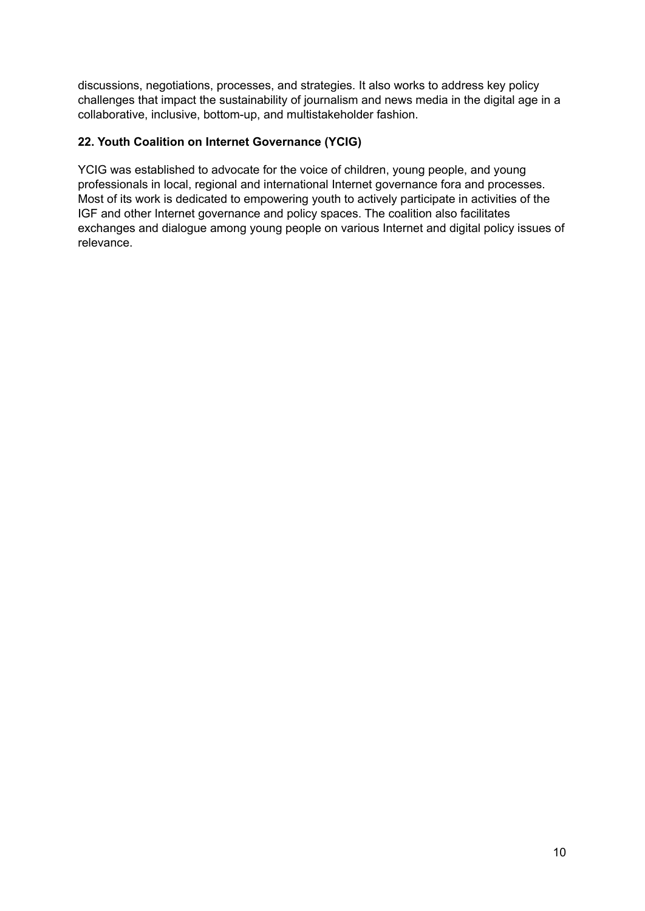discussions, negotiations, processes, and strategies. It also works to address key policy challenges that impact the sustainability of journalism and news media in the digital age in a collaborative, inclusive, bottom-up, and multistakeholder fashion.

### 22. Youth Coalition on Internet Governance (YCIG)

YCIG was established to advocate for the voice of children, young people, and young professionals in local, regional and international Internet governance fora and processes. Most of its work is dedicated to empowering youth to actively participate in activities of the IGF and other Internet governance and policy spaces. The coalition also facilitates exchanges and dialogue among young people on various Internet and digital policy issues of relevance.